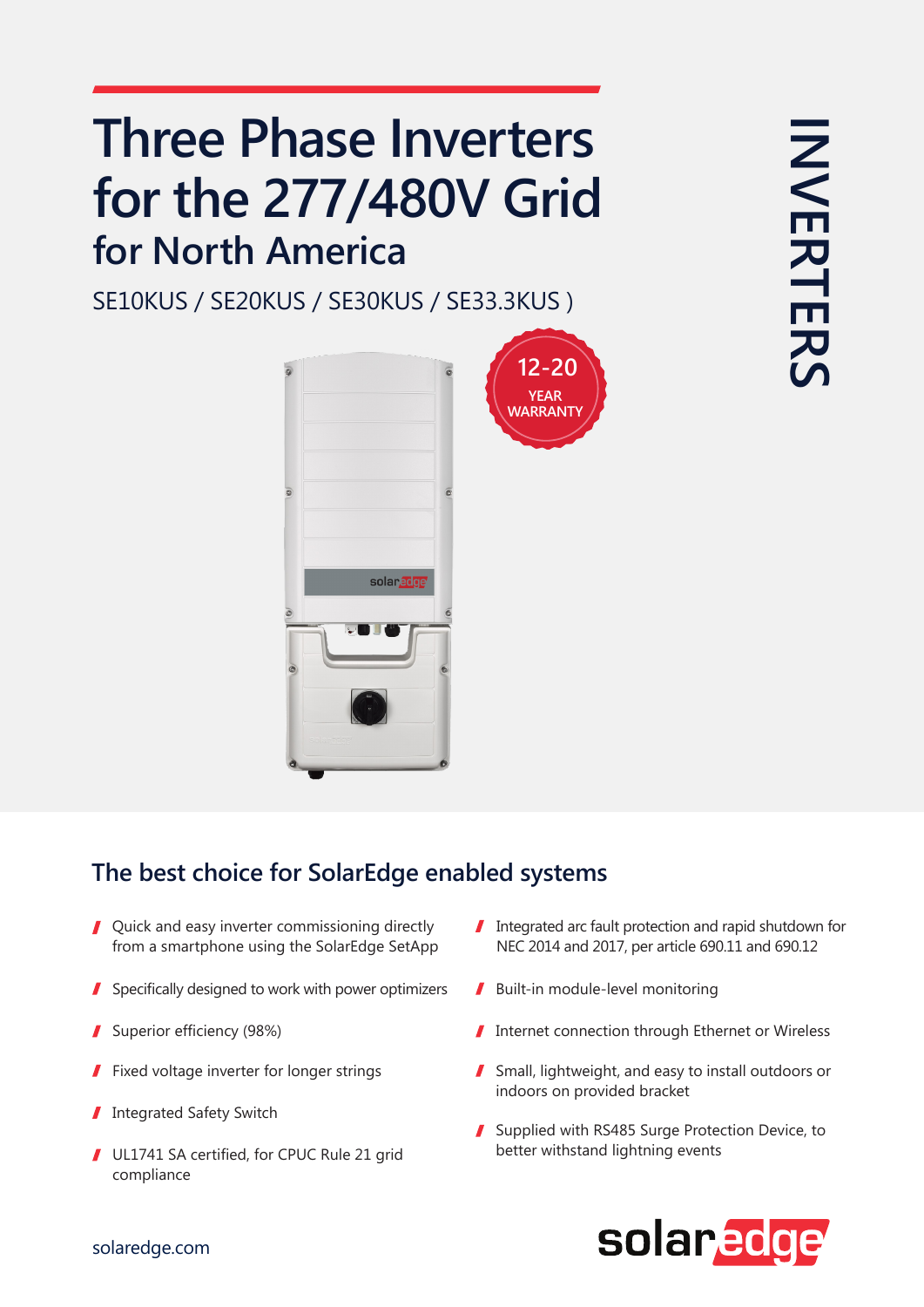# Three Phase Inverters for the 277/480V Grid

## for North America

SE10KUS / SE20KUS / SE30KUS / SE33.3KUS )

12-20 YEAR WARRANTY

INVERTERS

## The best choice for SolarEdge enabled systems

- Quick and easy inverter commissioning directly from a smartphone using the SolarEdge SetApp
- Specifically designed to work with power optimizers
- Superior efficiency (98%)
- Fixed voltage inverter for longer strings
- Integrated Safety Switch
- UL1741 SA certified, for CPUC Rule 21 grid compliance
- Integrated arc fault protection and rapid shutdown for NEC 2014 and 2017, per article 690.11 and 690.12
- Built-in module-level monitoring
- Internet connection through Ethernet or Wireless
- Small, lightweight, and easy to install outdoors or indoors on provided bracket
- Supplied with RS485 Surge Protection Device, to better withstand lightning events

solaredge.com

solaredge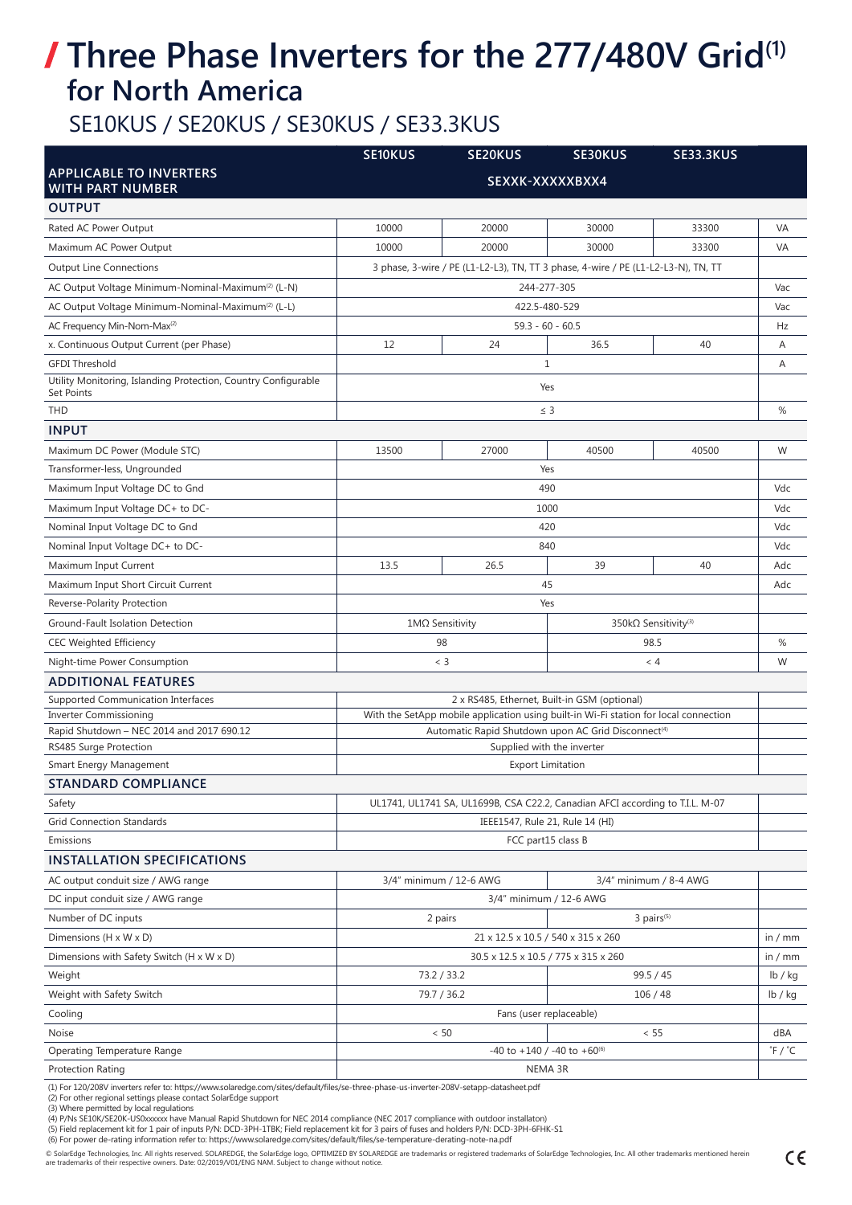# / Three Phase Inverters for the 277/480V Grid[(1)]
## for North America

SE10KUS / SE20KUS / SE30KUS / SE33.3KUS

| | SE10KUS | SE20KUS | SE30KUS | SE33.3KUS | |
|---|---|---|---|---|---|
| **APPLICABLE TO INVERTERS WITH PART NUMBER** | SEXXK-XXXXXBXX4 | | | | |
| **OUTPUT** | | | | | |
| Rated AC Power Output | 10000 | 20000 | 30000 | 33300 | VA |
| Maximum AC Power Output | 10000 | 20000 | 30000 | 33300 | VA |
| Output Line Connections | 3 phase, 3-wire / PE (L1-L2-L3), TN, TT 3 phase, 4-wire / PE (L1-L2-L3-N), TN, TT | | | | |
| AC Output Voltage Minimum-Nominal-Maximum[(2)] (L-N) | 244-277-305 | | | | Vac |
| AC Output Voltage Minimum-Nominal-Maximum[(2)] (L-L) | 422.5-480-529 | | | | Vac |
| AC Frequency Min-Nom-Max[(2)] | 59.3 - 60 - 60.5 | | | | Hz |
| x. Continuous Output Current (per Phase) | 12 | 24 | 36.5 | 40 | A |
| GFDI Threshold | 1 | | | | A |
| Utility Monitoring, Islanding Protection, Country Configurable Set Points | Yes | | | | |
| THD | ≤ 3 | | | | % |
| **INPUT** | | | | | |
| Maximum DC Power (Module STC) | 13500 | 27000 | 40500 | 40500 | W |
| Transformer-less, Ungrounded | Yes | | | | |
| Maximum Input Voltage DC to Gnd | 490 | | | | Vdc |
| Maximum Input Voltage DC+ to DC- | 1000 | | | | Vdc |
| Nominal Input Voltage DC to Gnd | 420 | | | | Vdc |
| Nominal Input Voltage DC+ to DC- | 840 | | | | Vdc |
| Maximum Input Current | 13.5 | 26.5 | 39 | 40 | Adc |
| Maximum Input Short Circuit Current | 45 | | | | Adc |
| Reverse-Polarity Protection | Yes | | | | |
| Ground-Fault Isolation Detection | 1MΩ Sensitivity | | 350kΩ Sensitivity[(3)] | | |
| CEC Weighted Efficiency | 98 | | 98.5 | | % |
| Night-time Power Consumption | < 3 | | < 4 | | W |
| **ADDITIONAL FEATURES** | | | | | |
| Supported Communication Interfaces | 2 x RS485, Ethernet, Built-in GSM (optional) | | | | |
| Inverter Commissioning | With the SetApp mobile application using built-in Wi-Fi station for local connection | | | | |
| Rapid Shutdown – NEC 2014 and 2017 690.12 | Automatic Rapid Shutdown upon AC Grid Disconnect[(4)] | | | | |
| RS485 Surge Protection | Supplied with the inverter | | | | |
| Smart Energy Management | Export Limitation | | | | |
| **STANDARD COMPLIANCE** | | | | | |
| Safety | UL1741, UL1741 SA, UL1699B, CSA C22.2, Canadian AFCI according to T.I.L. M-07 | | | | |
| Grid Connection Standards | IEEE1547, Rule 21, Rule 14 (HI) | | | | |
| Emissions | FCC part15 class B | | | | |
| **INSTALLATION SPECIFICATIONS** | | | | | |
| AC output conduit size / AWG range | 3/4" minimum / 12-6 AWG | | 3/4" minimum / 8-4 AWG | | |
| DC input conduit size / AWG range | 3/4" minimum / 12-6 AWG | | | | |
| Number of DC inputs | 2 pairs | | 3 pairs[(5)] | | |
| Dimensions (H x W x D) | 21 x 12.5 x 10.5 / 540 x 315 x 260 | | | | in / mm |
| Dimensions with Safety Switch (H x W x D) | 30.5 x 12.5 x 10.5 / 775 x 315 x 260 | | | | in / mm |
| Weight | 73.2 / 33.2 | | 99.5 / 45 | | lb / kg |
| Weight with Safety Switch | 79.7 / 36.2 | | 106 / 48 | | lb / kg |
| Cooling | Fans (user replaceable) | | | | |
| Noise | < 50 | | < 55 | | dBA |
| Operating Temperature Range | -40 to +140 / -40 to +60[(6)] | | | | ˚F / ˚C |
| Protection Rating | NEMA 3R | | | | |

(1) For 120/208V inverters refer to: https://www.solaredge.com/sites/default/files/se-three-phase-us-inverter-208V-setapp-datasheet.pdf
(2) For other regional settings please contact SolarEdge support
(3) Where permitted by local regulations
(4) P/Ns SE10K/SE20K-US0xxxxxx have Manual Rapid Shutdown for NEC 2014 compliance (NEC 2017 compliance with outdoor installaton)
(5) Field replacement kit for 1 pair of inputs P/N: DCD-3PH-1TBK; Field replacement kit for 3 pairs of fuses and holders P/N: DCD-3PH-6FHK-S1
(6) For power de-rating information refer to: https://www.solaredge.com/sites/default/files/se-temperature-derating-note-na.pdf

© SolarEdge Technologies, Inc. All rights reserved. SOLAREDGE, the SolarEdge logo, OPTIMIZED BY SOLAREDGE are trademarks or registered trademarks of SolarEdge Technologies, Inc. All other trademarks mentioned herein are trademarks of their respective owners. Date: 02/2019/V01/ENG NAM. Subject to change without notice.

CE